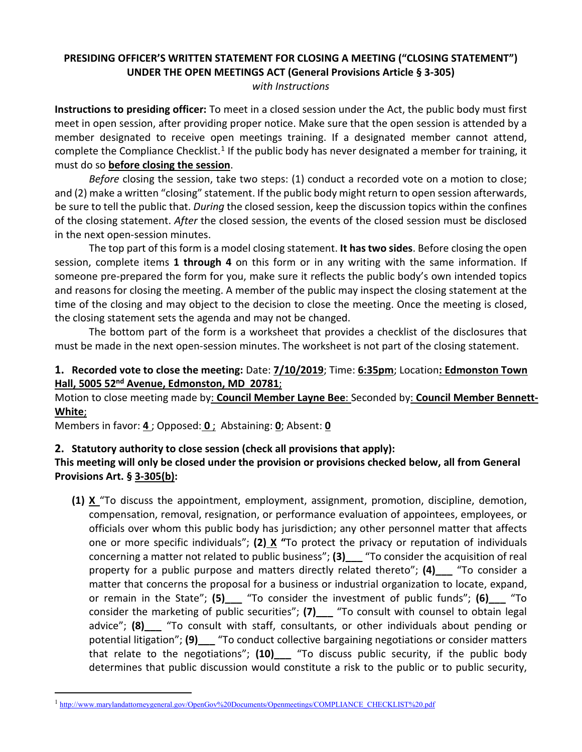# PRESIDING OFFICER'S WRITTEN STATEMENT FOR CLOSING A MEETING ("CLOSING STATEMENT") UNDER THE OPEN MEETINGS ACT (General Provisions Article § 3-305)

*with Instructions*

**Instructions to presiding officer:** To meet in a closed session under the Act, the public body must first meet in open session, after providing proper notice. Make sure that the open session is attended by a member designated to receive open meetings training. If a designated member cannot attend, complete the Compliance Checklist.[1] If the public body has never designated a member for training, it must do so **before closing the session**.

*Before* closing the session, take two steps: (1) conduct a recorded vote on a motion to close; and (2) make a written "closing" statement. If the public body might return to open session afterwards, be sure to tell the public that. *During* the closed session, keep the discussion topics within the confines of the closing statement. *After* the closed session, the events of the closed session must be disclosed in the next open-session minutes.

The top part of this form is a model closing statement. **It has two sides**. Before closing the open session, complete items **1 through 4** on this form or in any writing with the same information. If someone pre-prepared the form for you, make sure it reflects the public body's own intended topics and reasons for closing the meeting. A member of the public may inspect the closing statement at the time of the closing and may object to the decision to close the meeting. Once the meeting is closed, the closing statement sets the agenda and may not be changed.

The bottom part of the form is a worksheet that provides a checklist of the disclosures that must be made in the next open-session minutes. The worksheet is not part of the closing statement.

**1. Recorded vote to close the meeting:** Date: **7/10/2019**; Time: **6:35pm**; Location**: Edmonston Town Hall, 5005 52nd Avenue, Edmonston, MD 20781**;

Motion to close meeting made by**: Council Member Layne Bee**: Seconded by**: Council Member Bennett-White**;

Members in favor: **4** ; Opposed: **0** ; Abstaining: **0**; Absent: **0**

**2. Statutory authority to close session (check all provisions that apply):**

**This meeting will only be closed under the provision or provisions checked below, all from General Provisions Art. § 3-305(b):**

**(1) X** "To discuss the appointment, employment, assignment, promotion, discipline, demotion, compensation, removal, resignation, or performance evaluation of appointees, employees, or officials over whom this public body has jurisdiction; any other personnel matter that affects one or more specific individuals"; **(2) X** "To protect the privacy or reputation of individuals concerning a matter not related to public business"; **(3)\_\_\_** "To consider the acquisition of real property for a public purpose and matters directly related thereto"; **(4)\_\_\_** "To consider a matter that concerns the proposal for a business or industrial organization to locate, expand, or remain in the State"; **(5)\_\_\_** "To consider the investment of public funds"; **(6)\_\_\_** "To consider the marketing of public securities"; **(7)\_\_\_** "To consult with counsel to obtain legal advice"; **(8)\_\_\_** "To consult with staff, consultants, or other individuals about pending or potential litigation"; **(9)\_\_\_** "To conduct collective bargaining negotiations or consider matters that relate to the negotiations"; **(10)\_\_\_** "To discuss public security, if the public body determines that public discussion would constitute a risk to the public or to public security,

[1] http://www.marylandattorneygeneral.gov/OpenGov%20Documents/Openmeetings/COMPLIANCE_CHECKLIST%20.pdf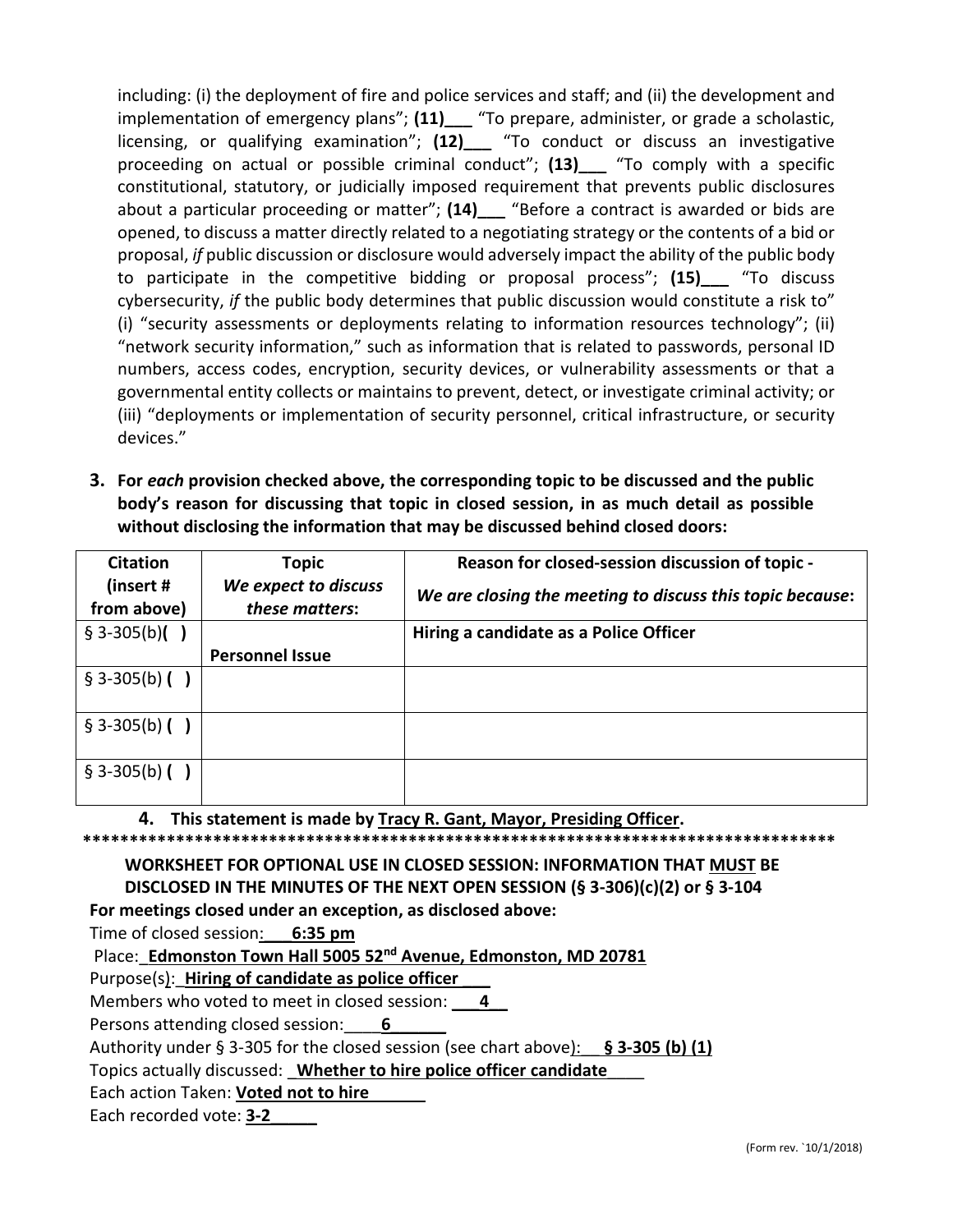including: (i) the deployment of fire and police services and staff; and (ii) the development and implementation of emergency plans"; **(11)___** "To prepare, administer, or grade a scholastic, licensing, or qualifying examination"; **(12)___** "To conduct or discuss an investigative proceeding on actual or possible criminal conduct"; **(13)___** "To comply with a specific constitutional, statutory, or judicially imposed requirement that prevents public disclosures about a particular proceeding or matter"; **(14)___** "Before a contract is awarded or bids are opened, to discuss a matter directly related to a negotiating strategy or the contents of a bid or proposal, *if* public discussion or disclosure would adversely impact the ability of the public body to participate in the competitive bidding or proposal process"; **(15)___** "To discuss cybersecurity, *if* the public body determines that public discussion would constitute a risk to" (i) "security assessments or deployments relating to information resources technology"; (ii) "network security information," such as information that is related to passwords, personal ID numbers, access codes, encryption, security devices, or vulnerability assessments or that a governmental entity collects or maintains to prevent, detect, or investigate criminal activity; or (iii) "deployments or implementation of security personnel, critical infrastructure, or security devices."

**3. For *each* provision checked above, the corresponding topic to be discussed and the public body's reason for discussing that topic in closed session, in as much detail as possible without disclosing the information that may be discussed behind closed doors:**

| **Citation (insert # from above)** | **Topic** ***We expect to discuss these matters*:** | **Reason for closed-session discussion of topic -** ***We are closing the meeting to discuss this topic because*:** |
|---|---|---|
| § 3-305(b)**( )** | **Personnel Issue** | **Hiring a candidate as a Police Officer** |
| § 3-305(b) **( )** | | |
| § 3-305(b) **( )** | | |
| § 3-305(b) **( )** | | |

**4. This statement is made by Tracy R. Gant, Mayor, Presiding Officer.**

**************************************************************************************

**WORKSHEET FOR OPTIONAL USE IN CLOSED SESSION: INFORMATION THAT MUST BE DISCLOSED IN THE MINUTES OF THE NEXT OPEN SESSION (§ 3-306)(c)(2) or § 3-104**

**For meetings closed under an exception, as disclosed above:**

Time of closed session: **6:35 pm**

Place: **Edmonston Town Hall 5005 52nd Avenue, Edmonston, MD 20781**

Purpose(s): **Hiring of candidate as police officer**

Members who voted to meet in closed session: **4**

Persons attending closed session: **6**

Authority under § 3-305 for the closed session (see chart above): **§ 3-305 (b) (1)**

Topics actually discussed: **Whether to hire police officer candidate**

Each action Taken: **Voted not to hire**

Each recorded vote: **3-2**

(Form rev. `10/1/2018)